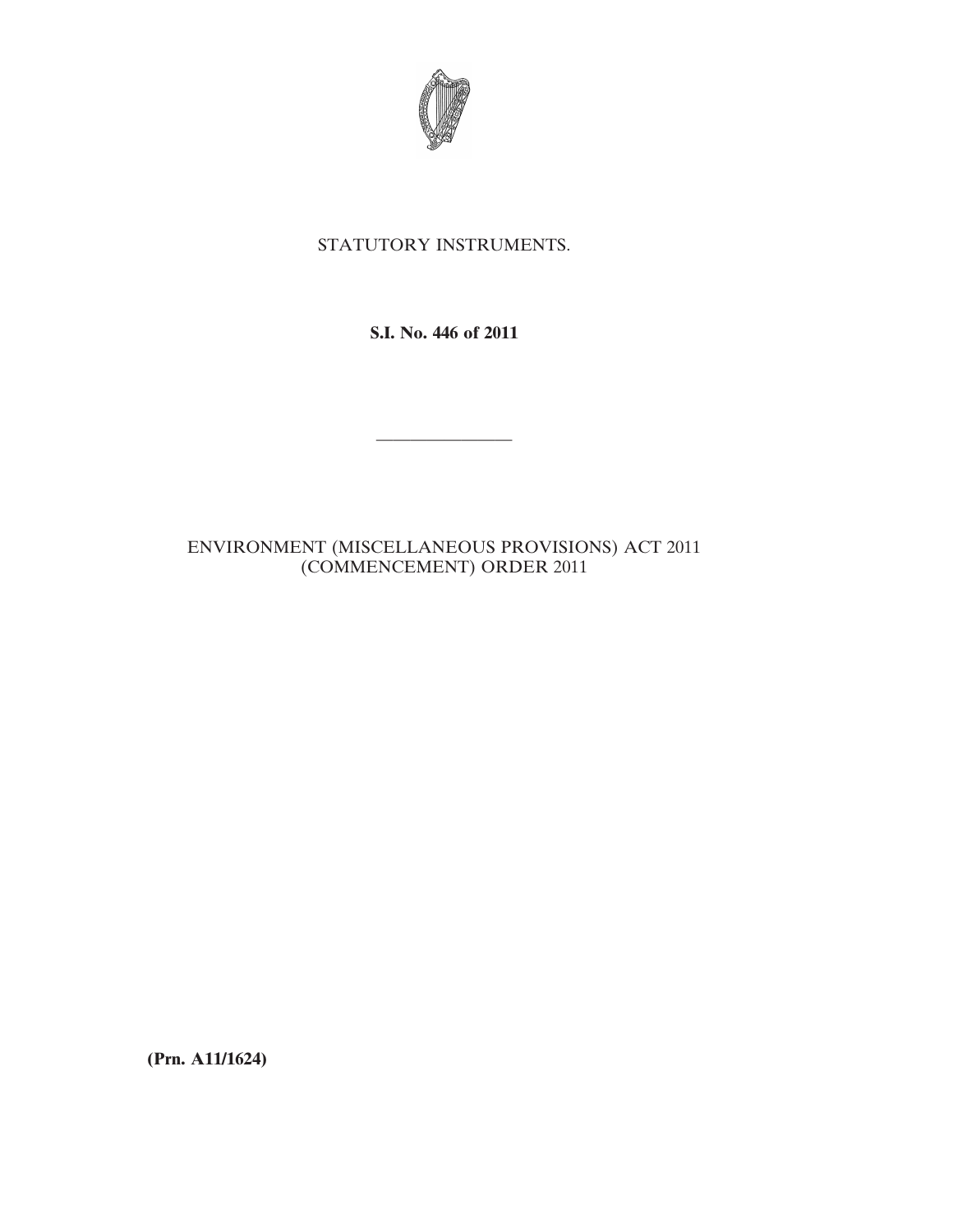STATUTORY INSTRUMENTS.

**S.I. No. 446 of 2011**

---

ENVIRONMENT (MISCELLANEOUS PROVISIONS) ACT 2011 (COMMENCEMENT) ORDER 2011

**(Prn. A11/1624)**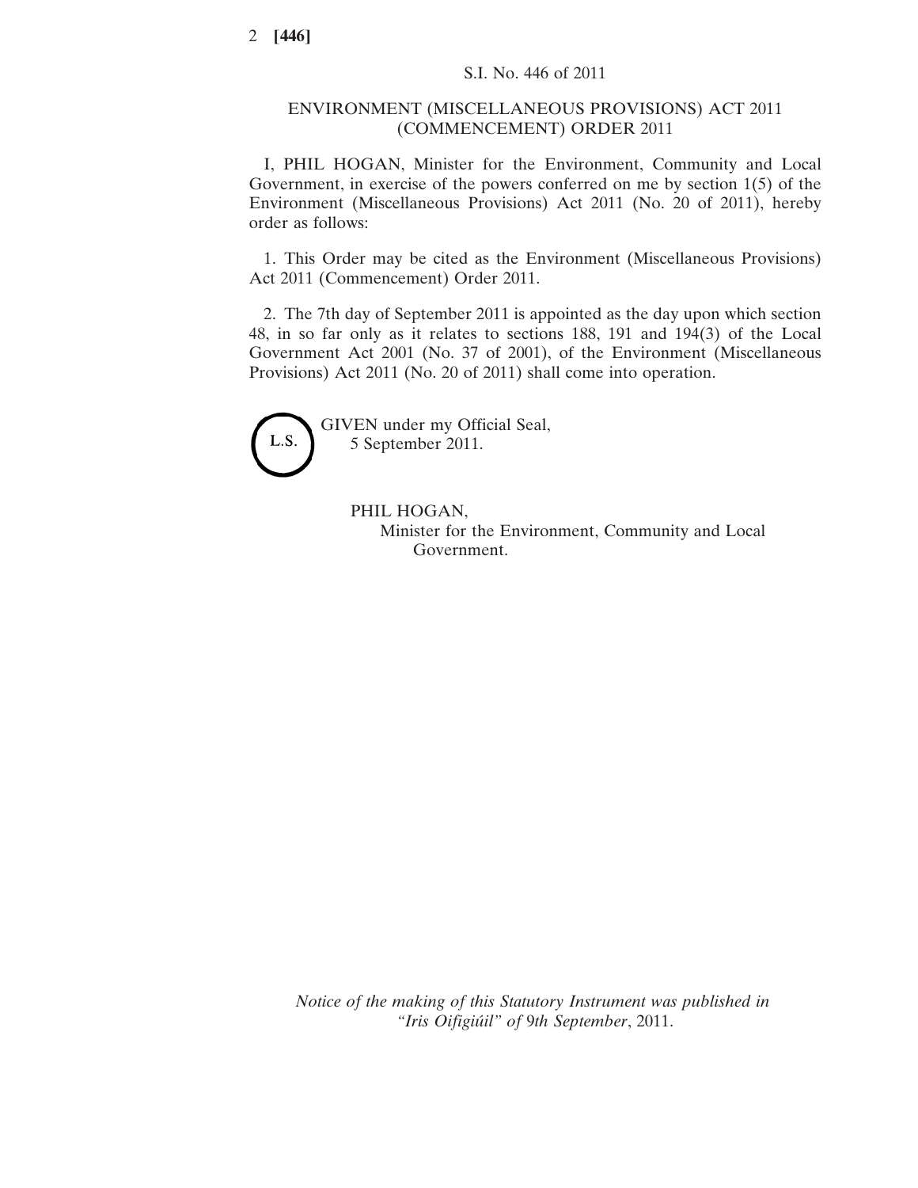S.I. No. 446 of 2011

# ENVIRONMENT (MISCELLANEOUS PROVISIONS) ACT 2011 (COMMENCEMENT) ORDER 2011

I, PHIL HOGAN, Minister for the Environment, Community and Local Government, in exercise of the powers conferred on me by section 1(5) of the Environment (Miscellaneous Provisions) Act 2011 (No. 20 of 2011), hereby order as follows:

1. This Order may be cited as the Environment (Miscellaneous Provisions) Act 2011 (Commencement) Order 2011.

2. The 7th day of September 2011 is appointed as the day upon which section 48, in so far only as it relates to sections 188, 191 and 194(3) of the Local Government Act 2001 (No. 37 of 2001), of the Environment (Miscellaneous Provisions) Act 2011 (No. 20 of 2011) shall come into operation.

L.S.

GIVEN under my Official Seal,
5 September 2011.

PHIL HOGAN,
Minister for the Environment, Community and Local Government.

*Notice of the making of this Statutory Instrument was published in "Iris Oifigiúil" of 9th September, 2011.*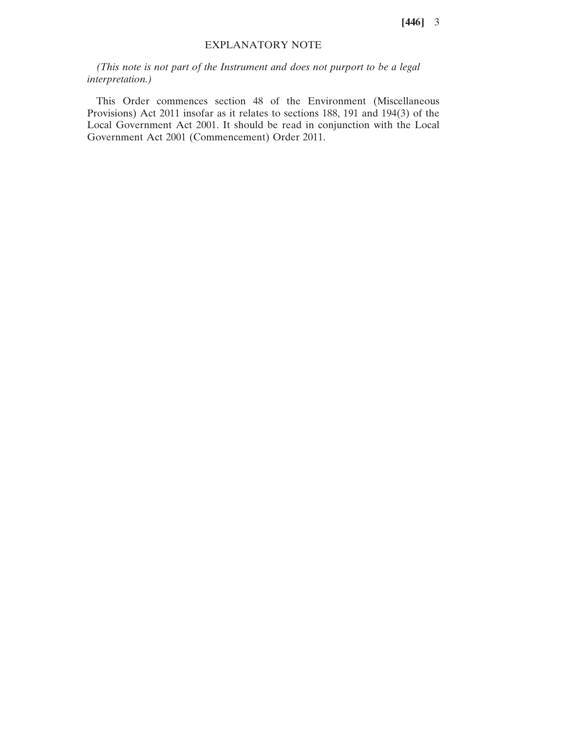## EXPLANATORY NOTE

*(This note is not part of the Instrument and does not purport to be a legal interpretation.)*

This Order commences section 48 of the Environment (Miscellaneous Provisions) Act 2011 insofar as it relates to sections 188, 191 and 194(3) of the Local Government Act 2001. It should be read in conjunction with the Local Government Act 2001 (Commencement) Order 2011.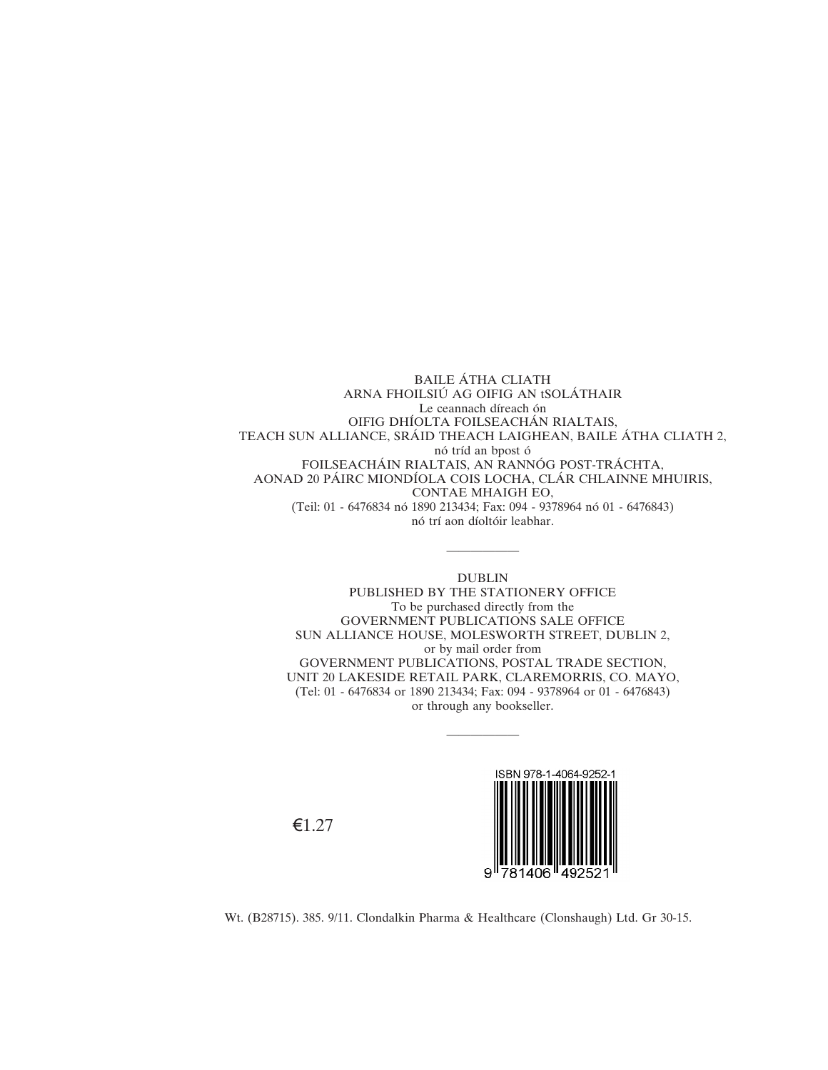BAILE ÁTHA CLIATH
ARNA FHOILSIÚ AG OIFIG AN tSOLÁTHAIR
Le ceannach díreach ón
OIFIG DHÍOLTA FOILSEACHÁN RIALTAIS,
TEACH SUN ALLIANCE, SRÁID THEACH LAIGHEAN, BAILE ÁTHA CLIATH 2,
nó tríd an bpost ó
FOILSEACHÁIN RIALTAIS, AN RANNÓG POST-TRÁCHTA,
AONAD 20 PÁIRC MIONDÍOLA COIS LOCHA, CLÁR CHLAINNE MHUIRIS,
CONTAE MHAIGH EO,
(Teil: 01 - 6476834 nó 1890 213434; Fax: 094 - 9378964 nó 01 - 6476843)
nó trí aon díoltóir leabhar.

---

DUBLIN
PUBLISHED BY THE STATIONERY OFFICE
To be purchased directly from the
GOVERNMENT PUBLICATIONS SALE OFFICE
SUN ALLIANCE HOUSE, MOLESWORTH STREET, DUBLIN 2,
or by mail order from
GOVERNMENT PUBLICATIONS, POSTAL TRADE SECTION,
UNIT 20 LAKESIDE RETAIL PARK, CLAREMORRIS, CO. MAYO,
(Tel: 01 - 6476834 or 1890 213434; Fax: 094 - 9378964 or 01 - 6476843)
or through any bookseller.

---

€1.27

ISBN 978-1-4064-9252-1

9 781406 492521

Wt. (B28715). 385. 9/11. Clondalkin Pharma & Healthcare (Clonshaugh) Ltd. Gr 30-15.